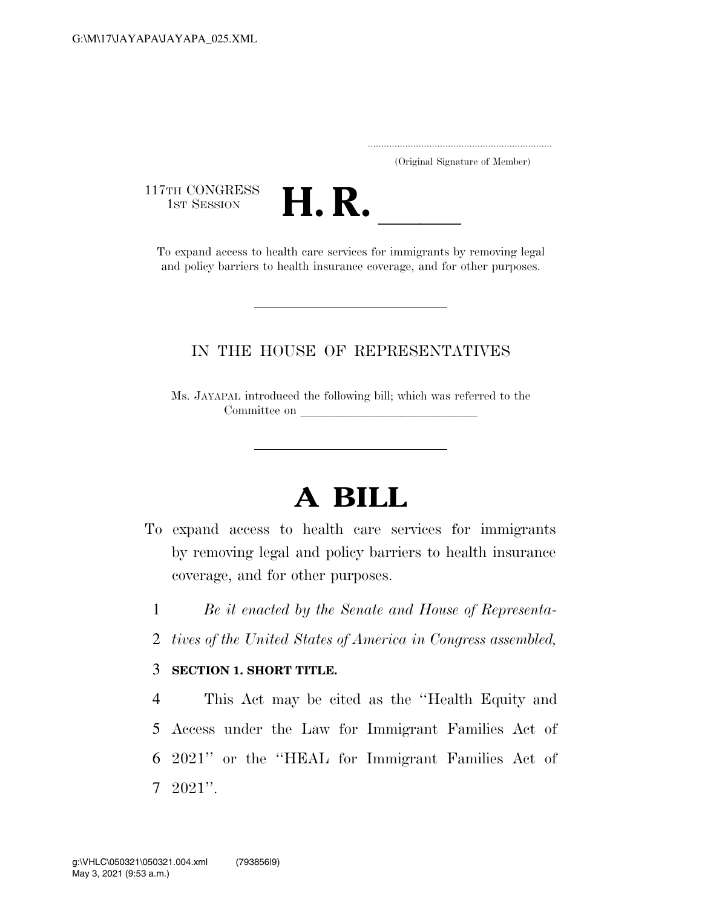G:\M\17\JAYAPA\JAYAPA_025.XML

.....................................................................
(Original Signature of Member)

117TH CONGRESS
1ST SESSION

# H. R. \_\_\_\_\_\_

To expand access to health care services for immigrants by removing legal and policy barriers to health insurance coverage, and for other purposes.

---

IN THE HOUSE OF REPRESENTATIVES

Ms. JAYAPAL introduced the following bill; which was referred to the Committee on \_\_\_\_\_\_\_\_\_\_\_\_\_\_\_\_\_\_\_\_\_\_\_\_\_\_\_\_\_\_

---

# A BILL

To expand access to health care services for immigrants by removing legal and policy barriers to health insurance coverage, and for other purposes.

1 *Be it enacted by the Senate and House of Representa-*
2 *tives of the United States of America in Congress assembled,*

3 **SECTION 1. SHORT TITLE.**

4 This Act may be cited as the ''Health Equity and
5 Access under the Law for Immigrant Families Act of
6 2021'' or the ''HEAL for Immigrant Families Act of
7 2021''.

g:\VHLC\050321\050321.004.xml (793856|9)
May 3, 2021 (9:53 a.m.)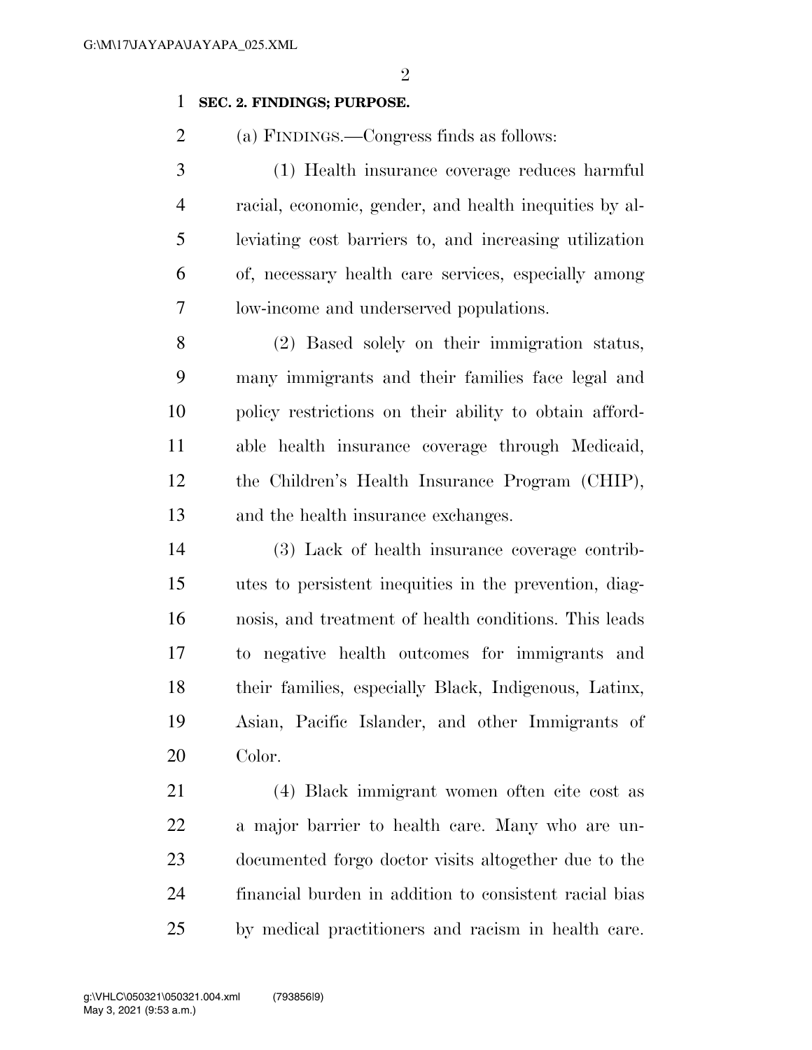**SEC. 2. FINDINGS; PURPOSE.**

(a) FINDINGS.—Congress finds as follows:

(1) Health insurance coverage reduces harmful racial, economic, gender, and health inequities by alleviating cost barriers to, and increasing utilization of, necessary health care services, especially among low-income and underserved populations.

(2) Based solely on their immigration status, many immigrants and their families face legal and policy restrictions on their ability to obtain affordable health insurance coverage through Medicaid, the Children's Health Insurance Program (CHIP), and the health insurance exchanges.

(3) Lack of health insurance coverage contributes to persistent inequities in the prevention, diagnosis, and treatment of health conditions. This leads to negative health outcomes for immigrants and their families, especially Black, Indigenous, Latinx, Asian, Pacific Islander, and other Immigrants of Color.

(4) Black immigrant women often cite cost as a major barrier to health care. Many who are undocumented forgo doctor visits altogether due to the financial burden in addition to consistent racial bias by medical practitioners and racism in health care.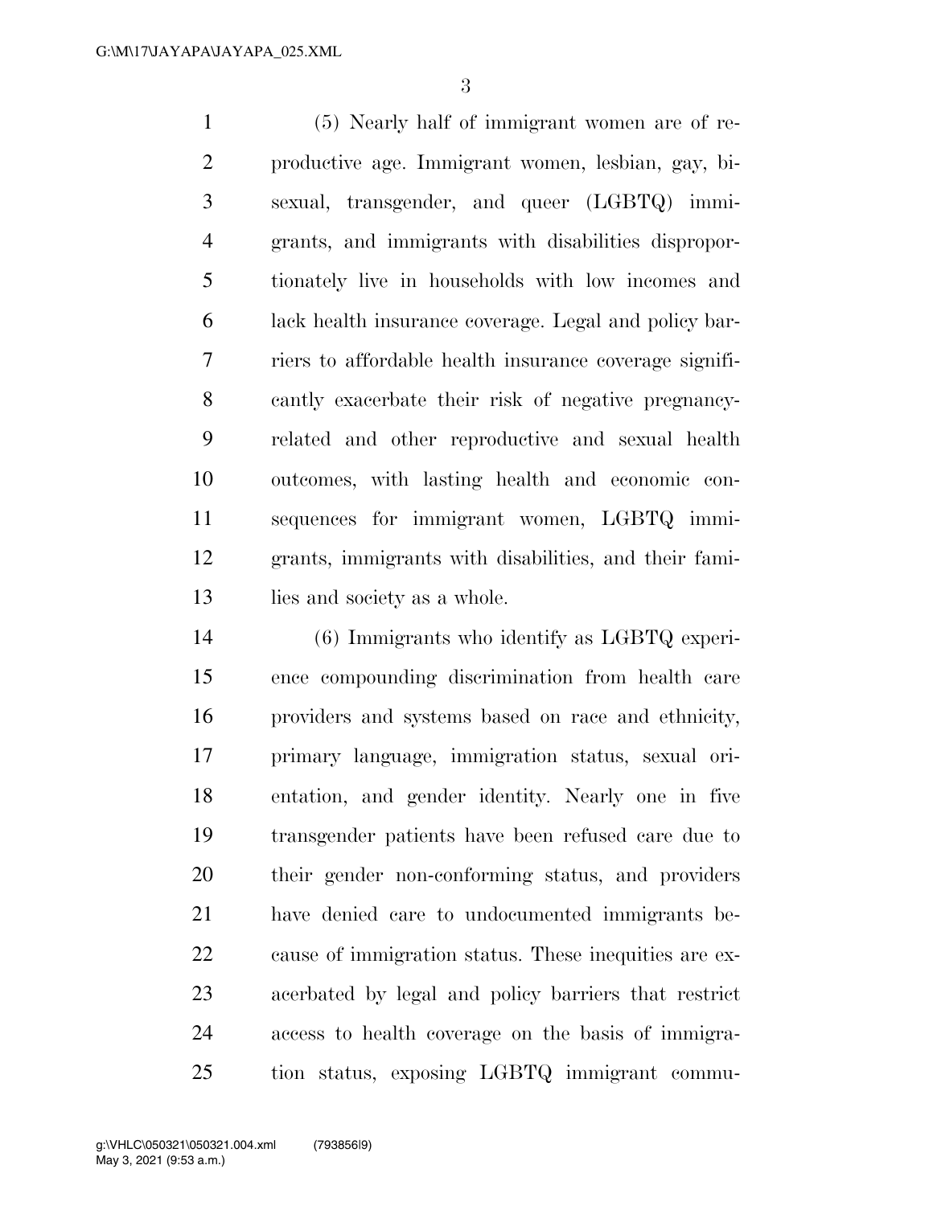(5) Nearly half of immigrant women are of reproductive age. Immigrant women, lesbian, gay, bisexual, transgender, and queer (LGBTQ) immigrants, and immigrants with disabilities disproportionately live in households with low incomes and lack health insurance coverage. Legal and policy barriers to affordable health insurance coverage significantly exacerbate their risk of negative pregnancy-related and other reproductive and sexual health outcomes, with lasting health and economic consequences for immigrant women, LGBTQ immigrants, immigrants with disabilities, and their families and society as a whole.

(6) Immigrants who identify as LGBTQ experience compounding discrimination from health care providers and systems based on race and ethnicity, primary language, immigration status, sexual orientation, and gender identity. Nearly one in five transgender patients have been refused care due to their gender non-conforming status, and providers have denied care to undocumented immigrants because of immigration status. These inequities are exacerbated by legal and policy barriers that restrict access to health coverage on the basis of immigration status, exposing LGBTQ immigrant commu-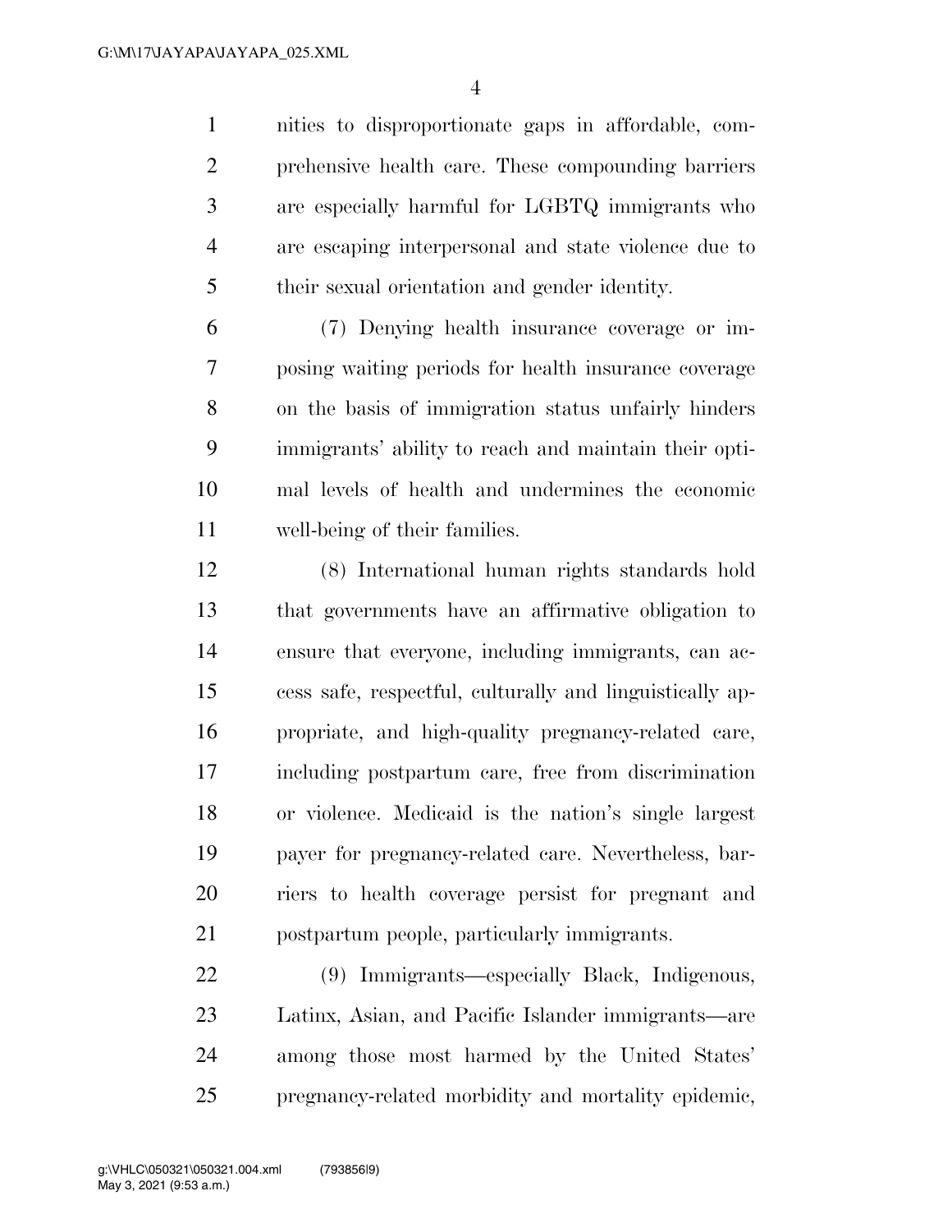nities to disproportionate gaps in affordable, comprehensive health care. These compounding barriers are especially harmful for LGBTQ immigrants who are escaping interpersonal and state violence due to their sexual orientation and gender identity.

(7) Denying health insurance coverage or imposing waiting periods for health insurance coverage on the basis of immigration status unfairly hinders immigrants' ability to reach and maintain their optimal levels of health and undermines the economic well-being of their families.

(8) International human rights standards hold that governments have an affirmative obligation to ensure that everyone, including immigrants, can access safe, respectful, culturally and linguistically appropriate, and high-quality pregnancy-related care, including postpartum care, free from discrimination or violence. Medicaid is the nation's single largest payer for pregnancy-related care. Nevertheless, barriers to health coverage persist for pregnant and postpartum people, particularly immigrants.

(9) Immigrants—especially Black, Indigenous, Latinx, Asian, and Pacific Islander immigrants—are among those most harmed by the United States' pregnancy-related morbidity and mortality epidemic,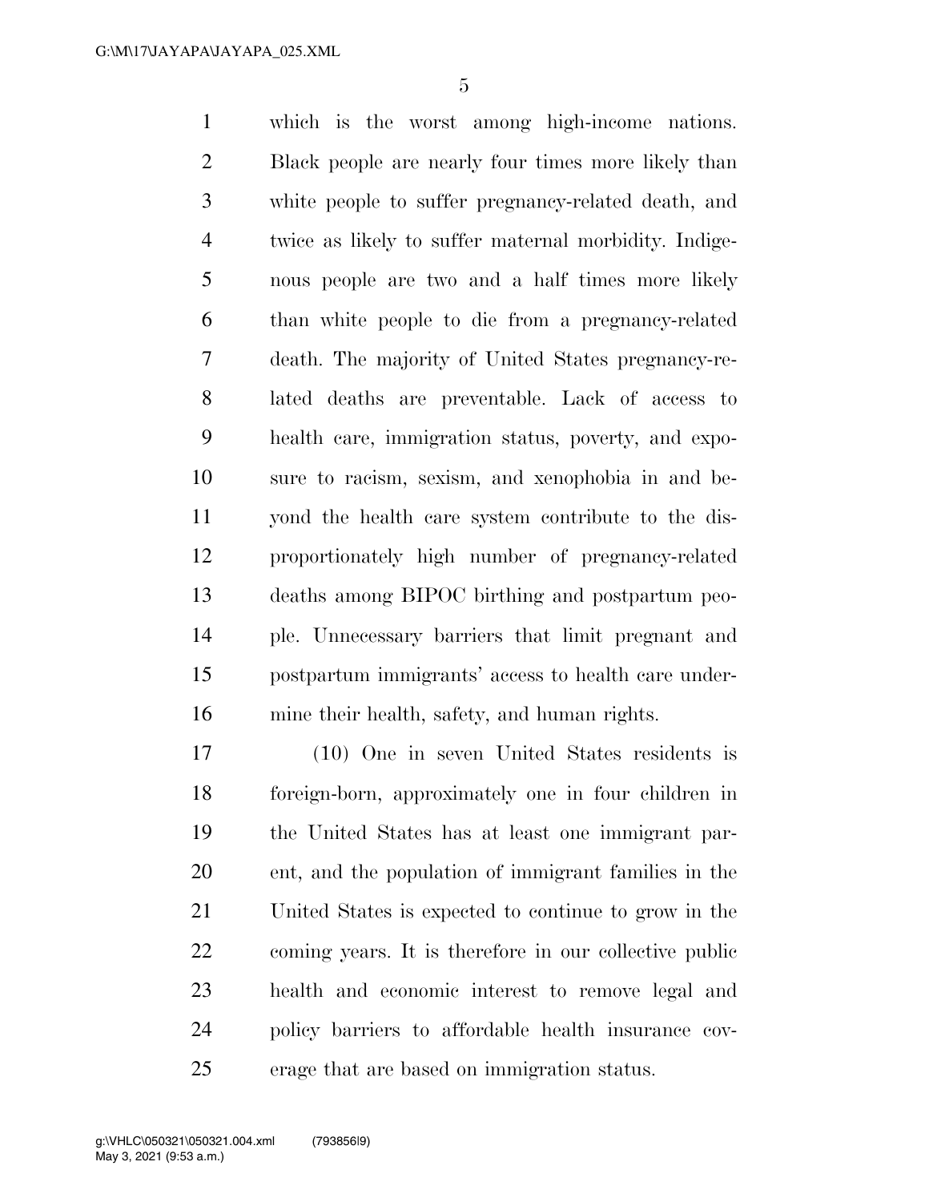which is the worst among high-income nations. Black people are nearly four times more likely than white people to suffer pregnancy-related death, and twice as likely to suffer maternal morbidity. Indigenous people are two and a half times more likely than white people to die from a pregnancy-related death. The majority of United States pregnancy-related deaths are preventable. Lack of access to health care, immigration status, poverty, and exposure to racism, sexism, and xenophobia in and beyond the health care system contribute to the disproportionately high number of pregnancy-related deaths among BIPOC birthing and postpartum people. Unnecessary barriers that limit pregnant and postpartum immigrants' access to health care undermine their health, safety, and human rights.

(10) One in seven United States residents is foreign-born, approximately one in four children in the United States has at least one immigrant parent, and the population of immigrant families in the United States is expected to continue to grow in the coming years. It is therefore in our collective public health and economic interest to remove legal and policy barriers to affordable health insurance coverage that are based on immigration status.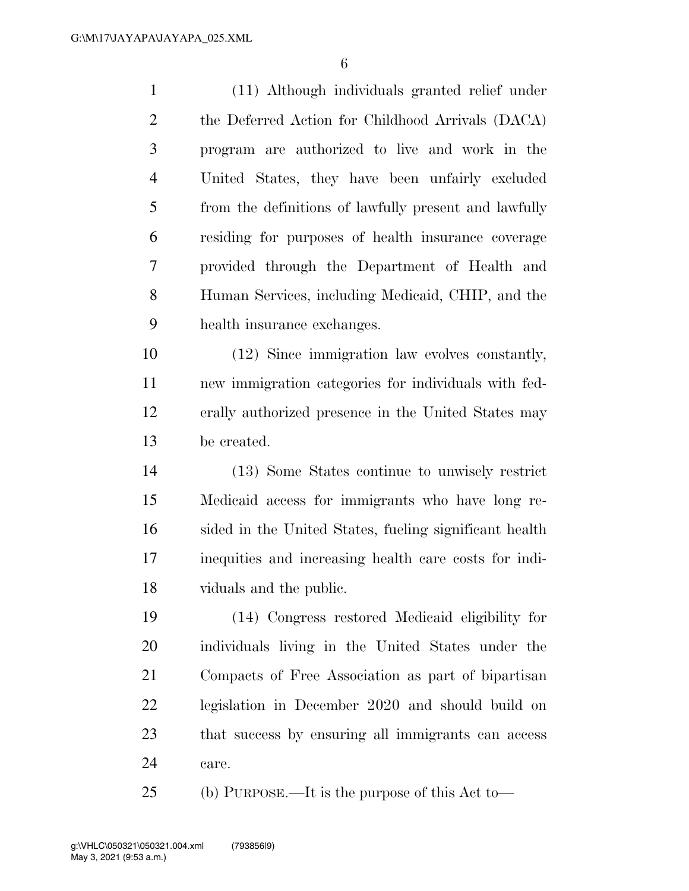(11) Although individuals granted relief under the Deferred Action for Childhood Arrivals (DACA) program are authorized to live and work in the United States, they have been unfairly excluded from the definitions of lawfully present and lawfully residing for purposes of health insurance coverage provided through the Department of Health and Human Services, including Medicaid, CHIP, and the health insurance exchanges.

(12) Since immigration law evolves constantly, new immigration categories for individuals with federally authorized presence in the United States may be created.

(13) Some States continue to unwisely restrict Medicaid access for immigrants who have long resided in the United States, fueling significant health inequities and increasing health care costs for individuals and the public.

(14) Congress restored Medicaid eligibility for individuals living in the United States under the Compacts of Free Association as part of bipartisan legislation in December 2020 and should build on that success by ensuring all immigrants can access care.

(b) PURPOSE.—It is the purpose of this Act to—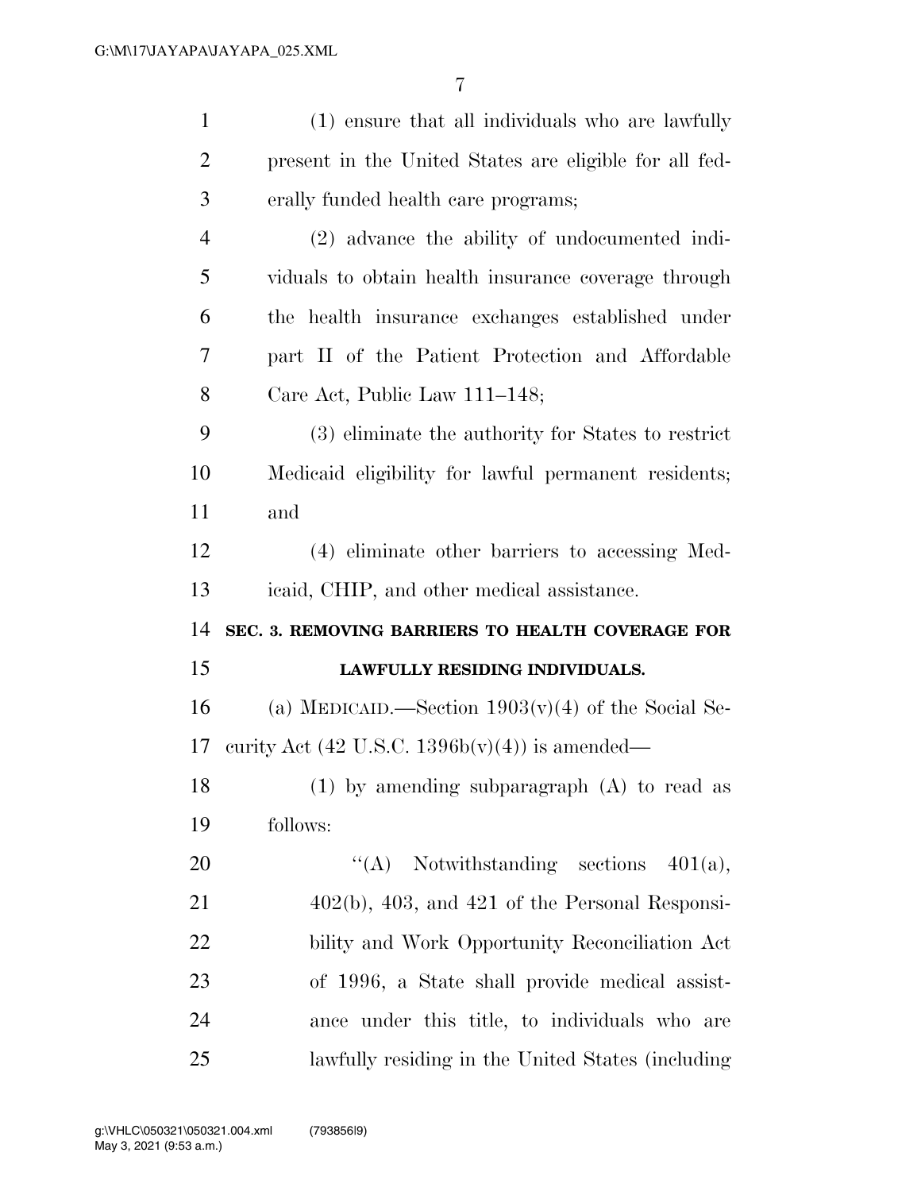(1) ensure that all individuals who are lawfully present in the United States are eligible for all federally funded health care programs;

(2) advance the ability of undocumented individuals to obtain health insurance coverage through the health insurance exchanges established under part II of the Patient Protection and Affordable Care Act, Public Law 111–148;

(3) eliminate the authority for States to restrict Medicaid eligibility for lawful permanent residents; and

(4) eliminate other barriers to accessing Medicaid, CHIP, and other medical assistance.

**SEC. 3. REMOVING BARRIERS TO HEALTH COVERAGE FOR LAWFULLY RESIDING INDIVIDUALS.**

(a) MEDICAID.—Section 1903(v)(4) of the Social Security Act (42 U.S.C. 1396b(v)(4)) is amended—

(1) by amending subparagraph (A) to read as follows:

"(A) Notwithstanding sections 401(a), 402(b), 403, and 421 of the Personal Responsibility and Work Opportunity Reconciliation Act of 1996, a State shall provide medical assistance under this title, to individuals who are lawfully residing in the United States (including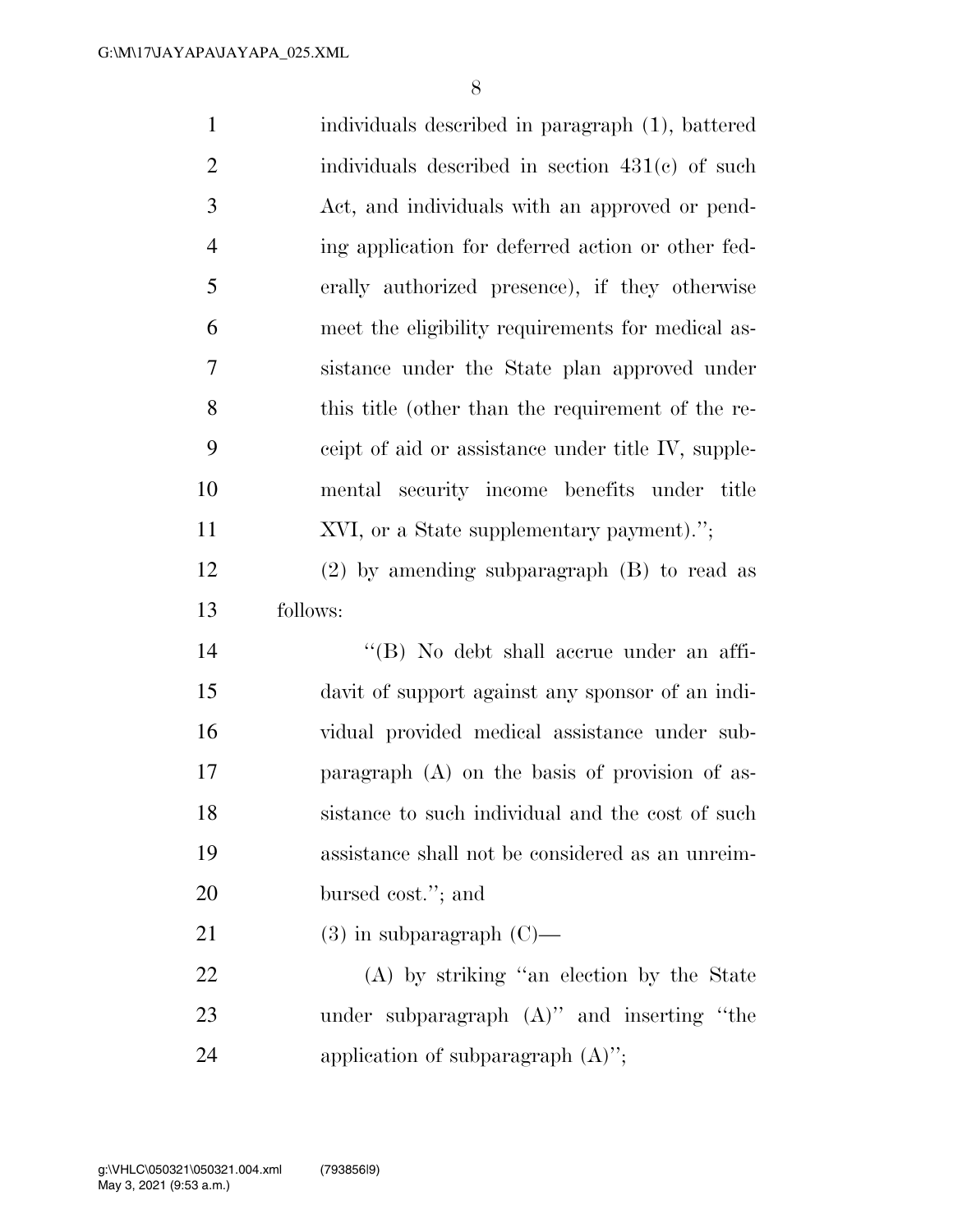individuals described in paragraph (1), battered individuals described in section 431(c) of such Act, and individuals with an approved or pending application for deferred action or other federally authorized presence), if they otherwise meet the eligibility requirements for medical assistance under the State plan approved under this title (other than the requirement of the receipt of aid or assistance under title IV, supplemental security income benefits under title XVI, or a State supplementary payment).'';

(2) by amending subparagraph (B) to read as follows:

''(B) No debt shall accrue under an affidavit of support against any sponsor of an individual provided medical assistance under subparagraph (A) on the basis of provision of assistance to such individual and the cost of such assistance shall not be considered as an unreimbursed cost.''; and

(3) in subparagraph (C)—

(A) by striking ''an election by the State under subparagraph (A)'' and inserting ''the application of subparagraph (A)'';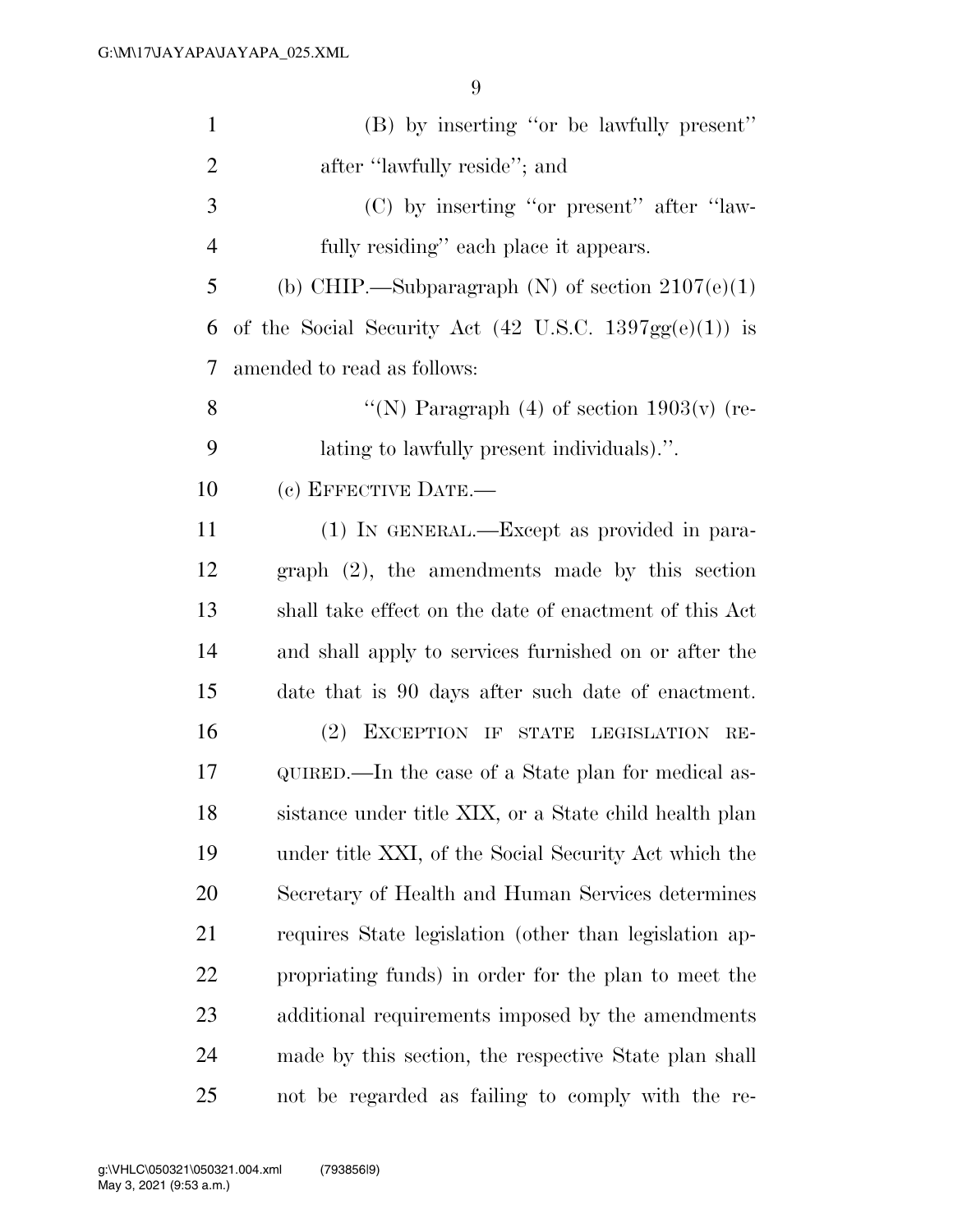(B) by inserting ''or be lawfully present'' after ''lawfully reside''; and

(C) by inserting ''or present'' after ''lawfully residing'' each place it appears.

(b) CHIP.—Subparagraph (N) of section 2107(e)(1) of the Social Security Act (42 U.S.C. 1397gg(e)(1)) is amended to read as follows:

''(N) Paragraph (4) of section 1903(v) (relating to lawfully present individuals).''.

(c) EFFECTIVE DATE.—

(1) IN GENERAL.—Except as provided in paragraph (2), the amendments made by this section shall take effect on the date of enactment of this Act and shall apply to services furnished on or after the date that is 90 days after such date of enactment.

(2) EXCEPTION IF STATE LEGISLATION REQUIRED.—In the case of a State plan for medical assistance under title XIX, or a State child health plan under title XXI, of the Social Security Act which the Secretary of Health and Human Services determines requires State legislation (other than legislation appropriating funds) in order for the plan to meet the additional requirements imposed by the amendments made by this section, the respective State plan shall not be regarded as failing to comply with the re-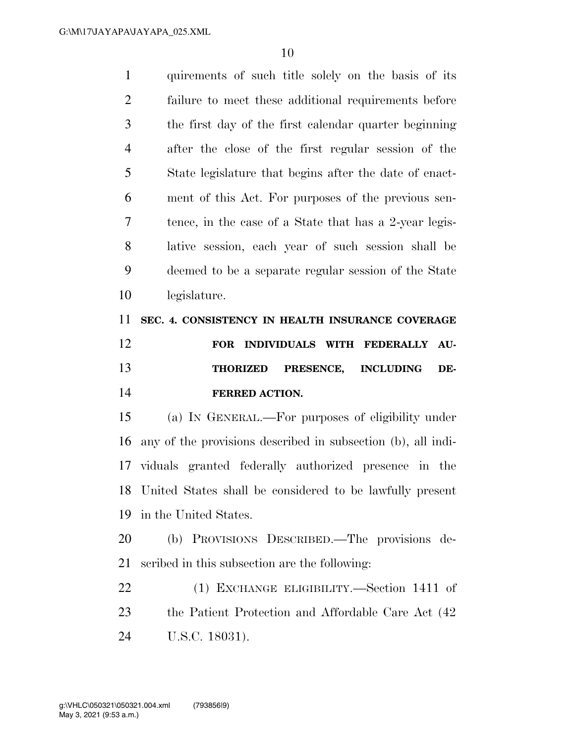quirements of such title solely on the basis of its failure to meet these additional requirements before the first day of the first calendar quarter beginning after the close of the first regular session of the State legislature that begins after the date of enactment of this Act. For purposes of the previous sentence, in the case of a State that has a 2-year legislative session, each year of such session shall be deemed to be a separate regular session of the State legislature.

### SEC. 4. CONSISTENCY IN HEALTH INSURANCE COVERAGE FOR INDIVIDUALS WITH FEDERALLY AUTHORIZED PRESENCE, INCLUDING DEFERRED ACTION.

(a) IN GENERAL.—For purposes of eligibility under any of the provisions described in subsection (b), all individuals granted federally authorized presence in the United States shall be considered to be lawfully present in the United States.

(b) PROVISIONS DESCRIBED.—The provisions described in this subsection are the following:

(1) EXCHANGE ELIGIBILITY.—Section 1411 of the Patient Protection and Affordable Care Act (42 U.S.C. 18031).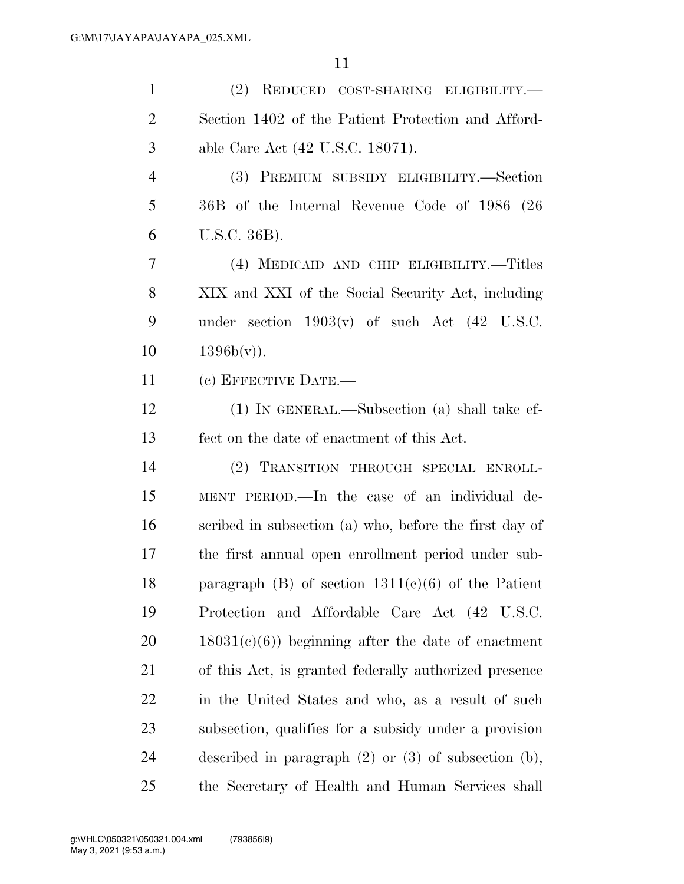(2) REDUCED COST-SHARING ELIGIBILITY.—Section 1402 of the Patient Protection and Affordable Care Act (42 U.S.C. 18071).

(3) PREMIUM SUBSIDY ELIGIBILITY.—Section 36B of the Internal Revenue Code of 1986 (26 U.S.C. 36B).

(4) MEDICAID AND CHIP ELIGIBILITY.—Titles XIX and XXI of the Social Security Act, including under section 1903(v) of such Act (42 U.S.C. 1396b(v)).

(c) EFFECTIVE DATE.—

(1) IN GENERAL.—Subsection (a) shall take effect on the date of enactment of this Act.

(2) TRANSITION THROUGH SPECIAL ENROLLMENT PERIOD.—In the case of an individual described in subsection (a) who, before the first day of the first annual open enrollment period under subparagraph (B) of section 1311(c)(6) of the Patient Protection and Affordable Care Act (42 U.S.C. 18031(c)(6)) beginning after the date of enactment of this Act, is granted federally authorized presence in the United States and who, as a result of such subsection, qualifies for a subsidy under a provision described in paragraph (2) or (3) of subsection (b), the Secretary of Health and Human Services shall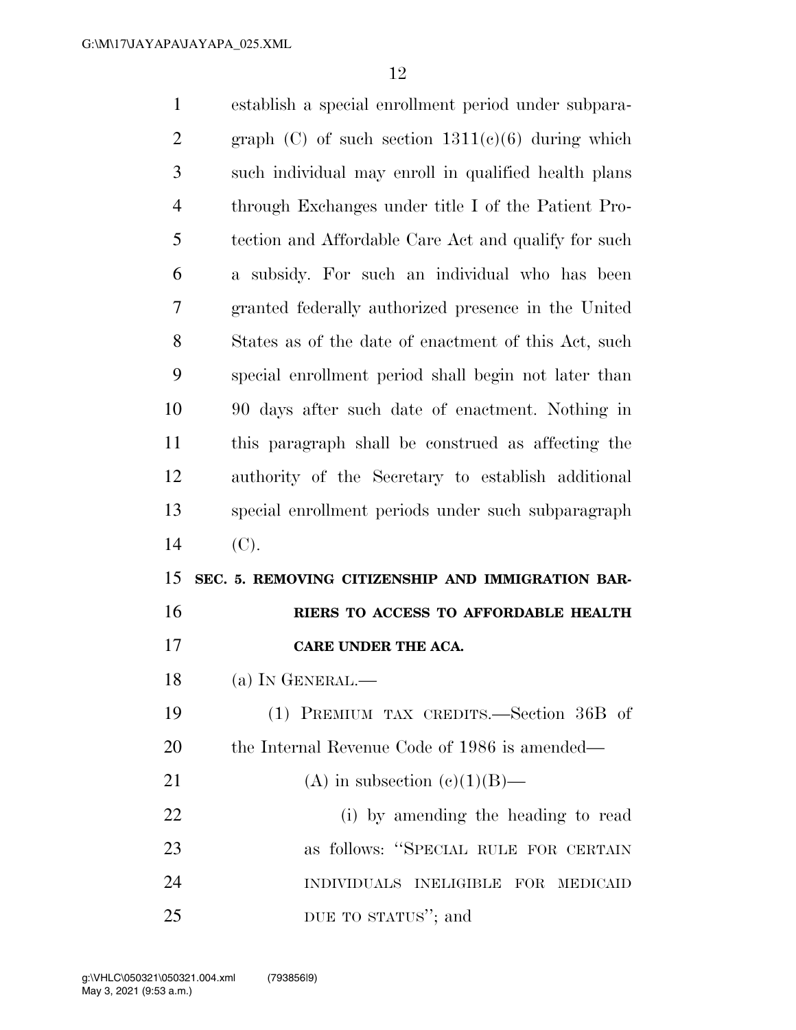establish a special enrollment period under subparagraph (C) of such section 1311(c)(6) during which such individual may enroll in qualified health plans through Exchanges under title I of the Patient Protection and Affordable Care Act and qualify for such a subsidy. For such an individual who has been granted federally authorized presence in the United States as of the date of enactment of this Act, such special enrollment period shall begin not later than 90 days after such date of enactment. Nothing in this paragraph shall be construed as affecting the authority of the Secretary to establish additional special enrollment periods under such subparagraph (C).

**SEC. 5. REMOVING CITIZENSHIP AND IMMIGRATION BARRIERS TO ACCESS TO AFFORDABLE HEALTH CARE UNDER THE ACA.**

(a) IN GENERAL.—

(1) PREMIUM TAX CREDITS.—Section 36B of the Internal Revenue Code of 1986 is amended—

(A) in subsection (c)(1)(B)—

(i) by amending the heading to read as follows: ‘‘SPECIAL RULE FOR CERTAIN INDIVIDUALS INELIGIBLE FOR MEDICAID DUE TO STATUS’’; and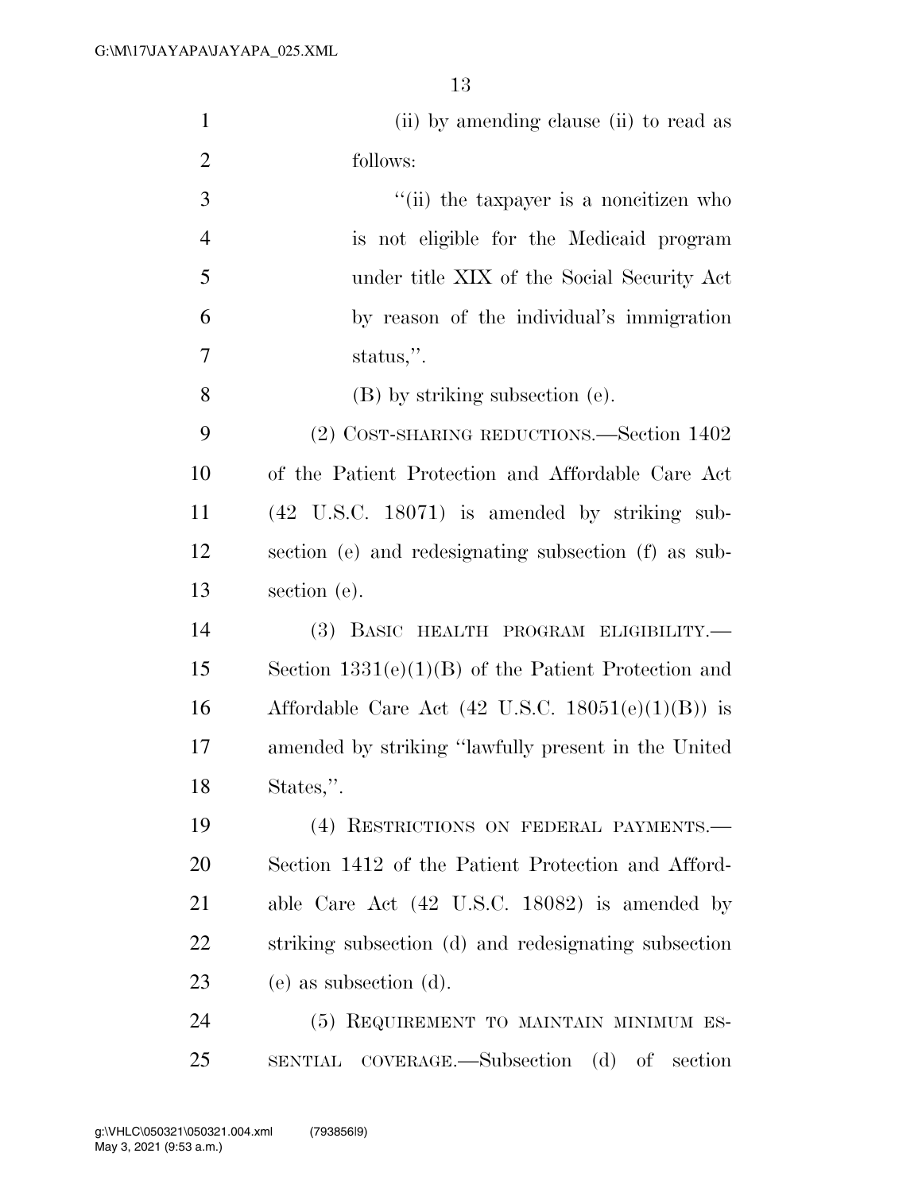(ii) by amending clause (ii) to read as follows:

"(ii) the taxpayer is a noncitizen who is not eligible for the Medicaid program under title XIX of the Social Security Act by reason of the individual's immigration status,".

(B) by striking subsection (e).

(2) COST-SHARING REDUCTIONS.—Section 1402 of the Patient Protection and Affordable Care Act (42 U.S.C. 18071) is amended by striking subsection (e) and redesignating subsection (f) as subsection (e).

(3) BASIC HEALTH PROGRAM ELIGIBILITY.—Section 1331(e)(1)(B) of the Patient Protection and Affordable Care Act (42 U.S.C. 18051(e)(1)(B)) is amended by striking "lawfully present in the United States,".

(4) RESTRICTIONS ON FEDERAL PAYMENTS.—Section 1412 of the Patient Protection and Affordable Care Act (42 U.S.C. 18082) is amended by striking subsection (d) and redesignating subsection (e) as subsection (d).

(5) REQUIREMENT TO MAINTAIN MINIMUM ESSENTIAL COVERAGE.—Subsection (d) of section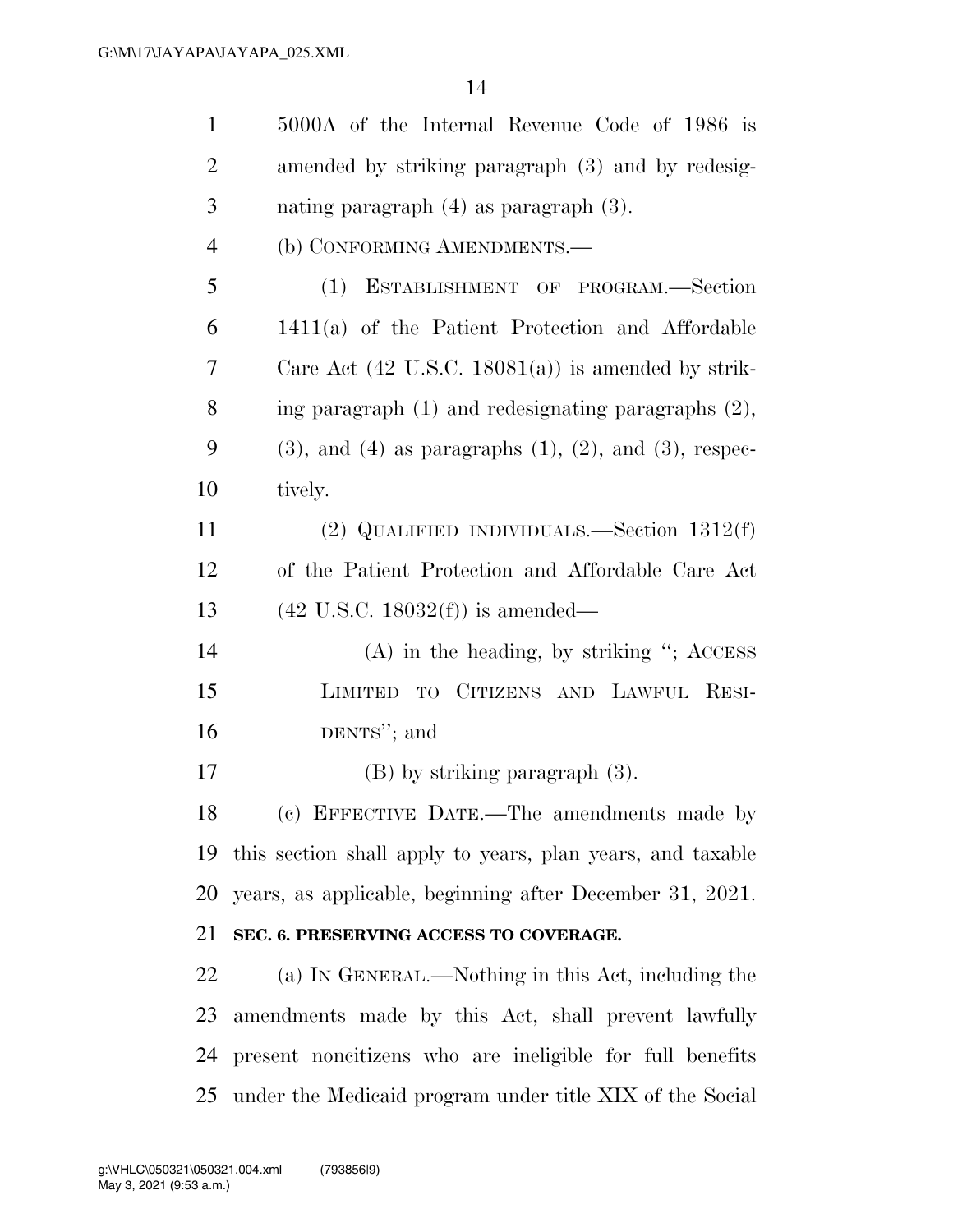5000A of the Internal Revenue Code of 1986 is amended by striking paragraph (3) and by redesignating paragraph (4) as paragraph (3).

(b) CONFORMING AMENDMENTS.—

(1) ESTABLISHMENT OF PROGRAM.—Section 1411(a) of the Patient Protection and Affordable Care Act (42 U.S.C. 18081(a)) is amended by striking paragraph (1) and redesignating paragraphs (2), (3), and (4) as paragraphs (1), (2), and (3), respectively.

(2) QUALIFIED INDIVIDUALS.—Section 1312(f) of the Patient Protection and Affordable Care Act (42 U.S.C. 18032(f)) is amended—

(A) in the heading, by striking "; ACCESS LIMITED TO CITIZENS AND LAWFUL RESIDENTS"; and

(B) by striking paragraph (3).

(c) EFFECTIVE DATE.—The amendments made by this section shall apply to years, plan years, and taxable years, as applicable, beginning after December 31, 2021.

**SEC. 6. PRESERVING ACCESS TO COVERAGE.**

(a) IN GENERAL.—Nothing in this Act, including the amendments made by this Act, shall prevent lawfully present noncitizens who are ineligible for full benefits under the Medicaid program under title XIX of the Social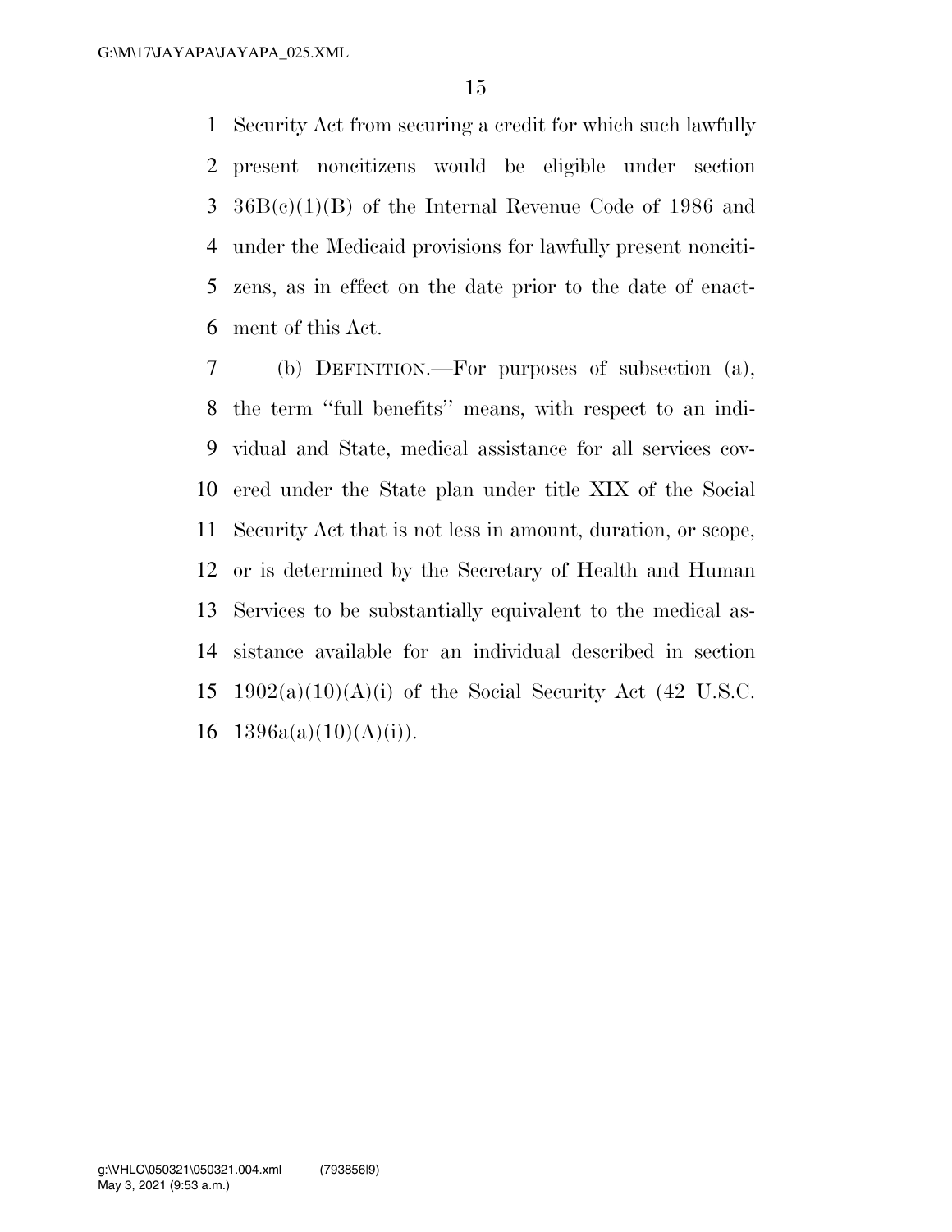Security Act from securing a credit for which such lawfully present noncitizens would be eligible under section 36B(c)(1)(B) of the Internal Revenue Code of 1986 and under the Medicaid provisions for lawfully present noncitizens, as in effect on the date prior to the date of enactment of this Act.

(b) DEFINITION.—For purposes of subsection (a), the term ''full benefits'' means, with respect to an individual and State, medical assistance for all services covered under the State plan under title XIX of the Social Security Act that is not less in amount, duration, or scope, or is determined by the Secretary of Health and Human Services to be substantially equivalent to the medical assistance available for an individual described in section 1902(a)(10)(A)(i) of the Social Security Act (42 U.S.C. 1396a(a)(10)(A)(i)).